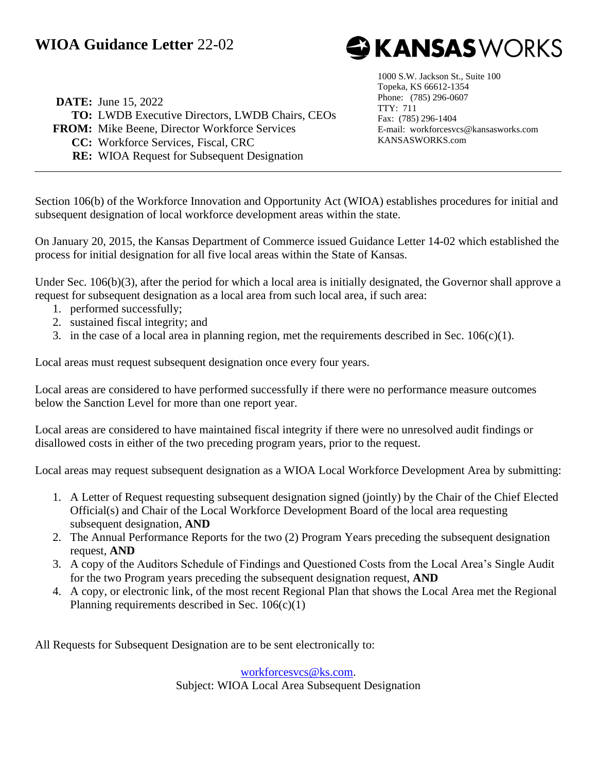# **WIOA Guidance Letter** 22-02

**KANSASWORKS**

1000 S.W. Jackson St., Suite 100
Topeka, KS 66612-1354
Phone: (785) 296-0607
TTY: 711
Fax: (785) 296-1404
E-mail: workforcesvcs@kansasworks.com
KANSASWORKS.com

**DATE:** June 15, 2022
**TO:** LWDB Executive Directors, LWDB Chairs, CEOs
**FROM:** Mike Beene, Director Workforce Services
**CC:** Workforce Services, Fiscal, CRC
**RE:** WIOA Request for Subsequent Designation

---

Section 106(b) of the Workforce Innovation and Opportunity Act (WIOA) establishes procedures for initial and subsequent designation of local workforce development areas within the state.

On January 20, 2015, the Kansas Department of Commerce issued Guidance Letter 14-02 which established the process for initial designation for all five local areas within the State of Kansas.

Under Sec. 106(b)(3), after the period for which a local area is initially designated, the Governor shall approve a request for subsequent designation as a local area from such local area, if such area:

1. performed successfully;
2. sustained fiscal integrity; and
3. in the case of a local area in planning region, met the requirements described in Sec. 106(c)(1).

Local areas must request subsequent designation once every four years.

Local areas are considered to have performed successfully if there were no performance measure outcomes below the Sanction Level for more than one report year.

Local areas are considered to have maintained fiscal integrity if there were no unresolved audit findings or disallowed costs in either of the two preceding program years, prior to the request.

Local areas may request subsequent designation as a WIOA Local Workforce Development Area by submitting:

1. A Letter of Request requesting subsequent designation signed (jointly) by the Chair of the Chief Elected Official(s) and Chair of the Local Workforce Development Board of the local area requesting subsequent designation, **AND**
2. The Annual Performance Reports for the two (2) Program Years preceding the subsequent designation request, **AND**
3. A copy of the Auditors Schedule of Findings and Questioned Costs from the Local Area's Single Audit for the two Program years preceding the subsequent designation request, **AND**
4. A copy, or electronic link, of the most recent Regional Plan that shows the Local Area met the Regional Planning requirements described in Sec. 106(c)(1)

All Requests for Subsequent Designation are to be sent electronically to:

workforcesvcs@ks.com.
Subject: WIOA Local Area Subsequent Designation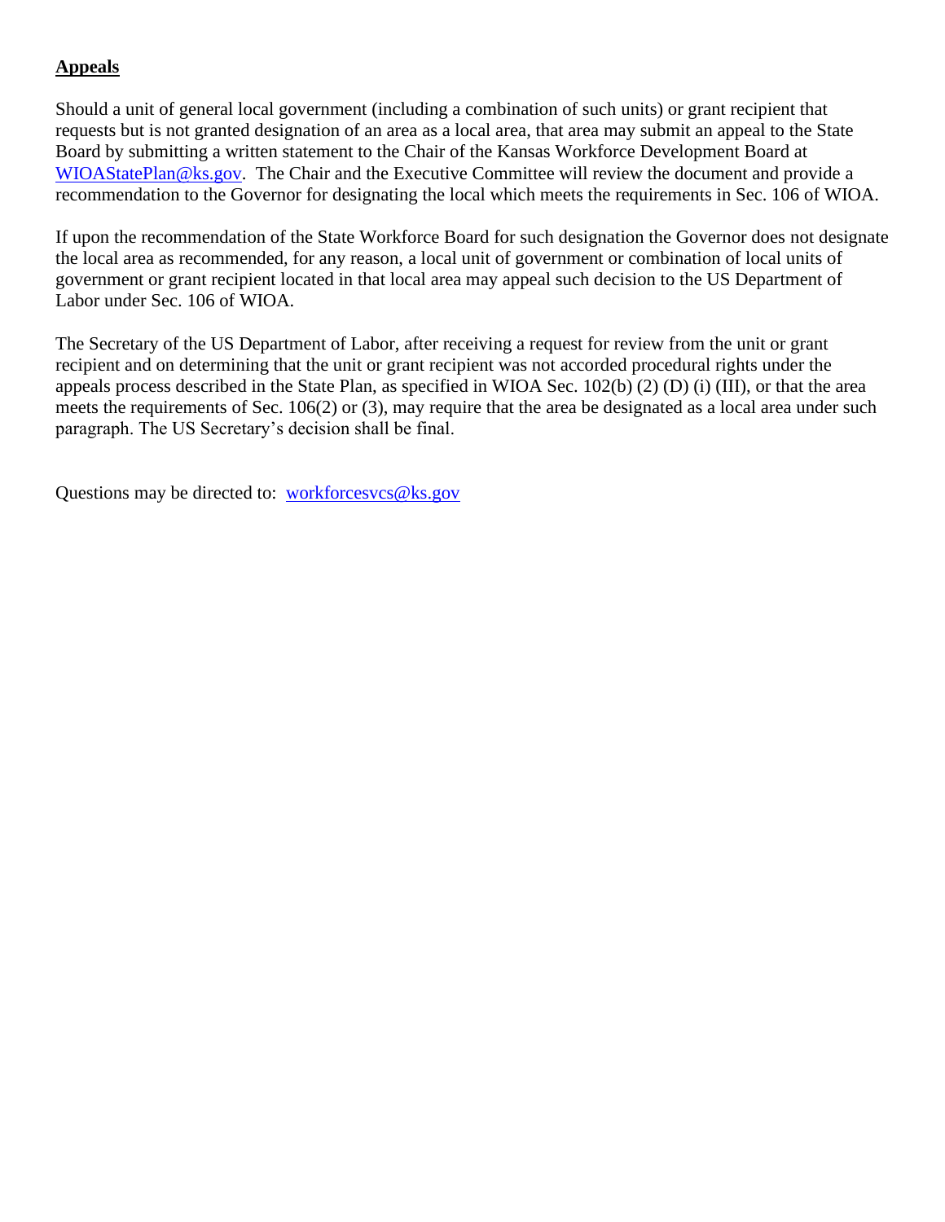**Appeals**

Should a unit of general local government (including a combination of such units) or grant recipient that requests but is not granted designation of an area as a local area, that area may submit an appeal to the State Board by submitting a written statement to the Chair of the Kansas Workforce Development Board at WIOAStatePlan@ks.gov. The Chair and the Executive Committee will review the document and provide a recommendation to the Governor for designating the local which meets the requirements in Sec. 106 of WIOA.

If upon the recommendation of the State Workforce Board for such designation the Governor does not designate the local area as recommended, for any reason, a local unit of government or combination of local units of government or grant recipient located in that local area may appeal such decision to the US Department of Labor under Sec. 106 of WIOA.

The Secretary of the US Department of Labor, after receiving a request for review from the unit or grant recipient and on determining that the unit or grant recipient was not accorded procedural rights under the appeals process described in the State Plan, as specified in WIOA Sec. 102(b) (2) (D) (i) (III), or that the area meets the requirements of Sec. 106(2) or (3), may require that the area be designated as a local area under such paragraph. The US Secretary's decision shall be final.

Questions may be directed to: workforcesvcs@ks.gov